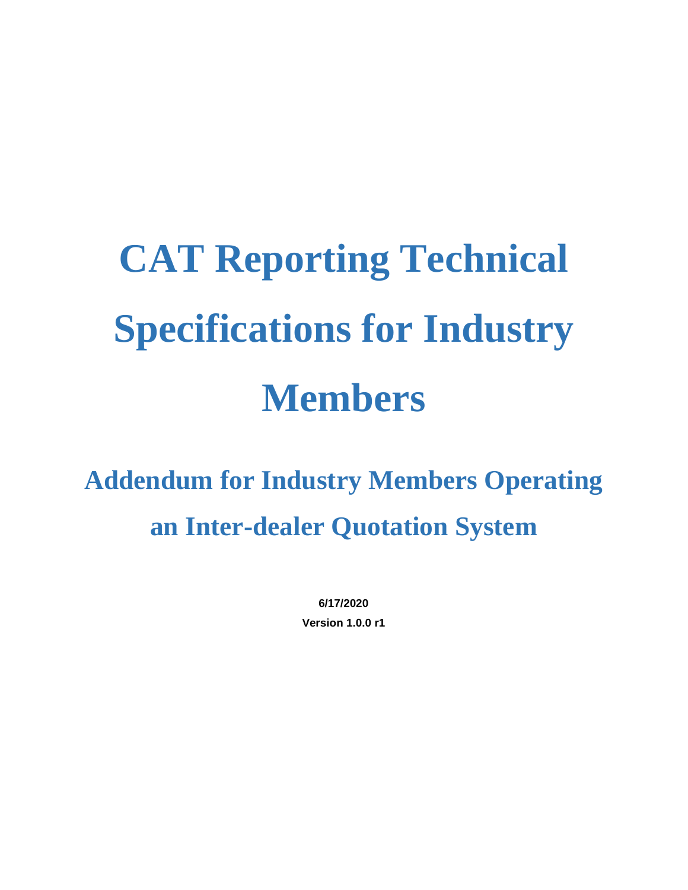# CAT Reporting Technical Specifications for Industry Members

## Addendum for Industry Members Operating an Inter-dealer Quotation System

**6/17/2020**

**Version 1.0.0 r1**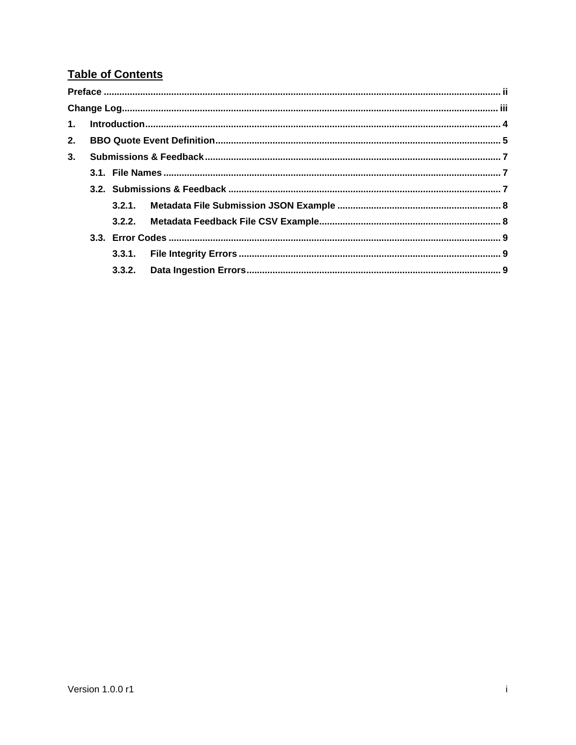## Table of Contents

**Preface** ..... ii

**Change Log** ..... iii

**1. Introduction** ..... 4

**2. BBO Quote Event Definition** ..... 5

**3. Submissions & Feedback** ..... 7

- **3.1. File Names** ..... 7
- **3.2. Submissions & Feedback** ..... 7
  - **3.2.1. Metadata File Submission JSON Example** ..... 8
  - **3.2.2. Metadata Feedback File CSV Example** ..... 8
- **3.3. Error Codes** ..... 9
  - **3.3.1. File Integrity Errors** ..... 9
  - **3.3.2. Data Ingestion Errors** ..... 9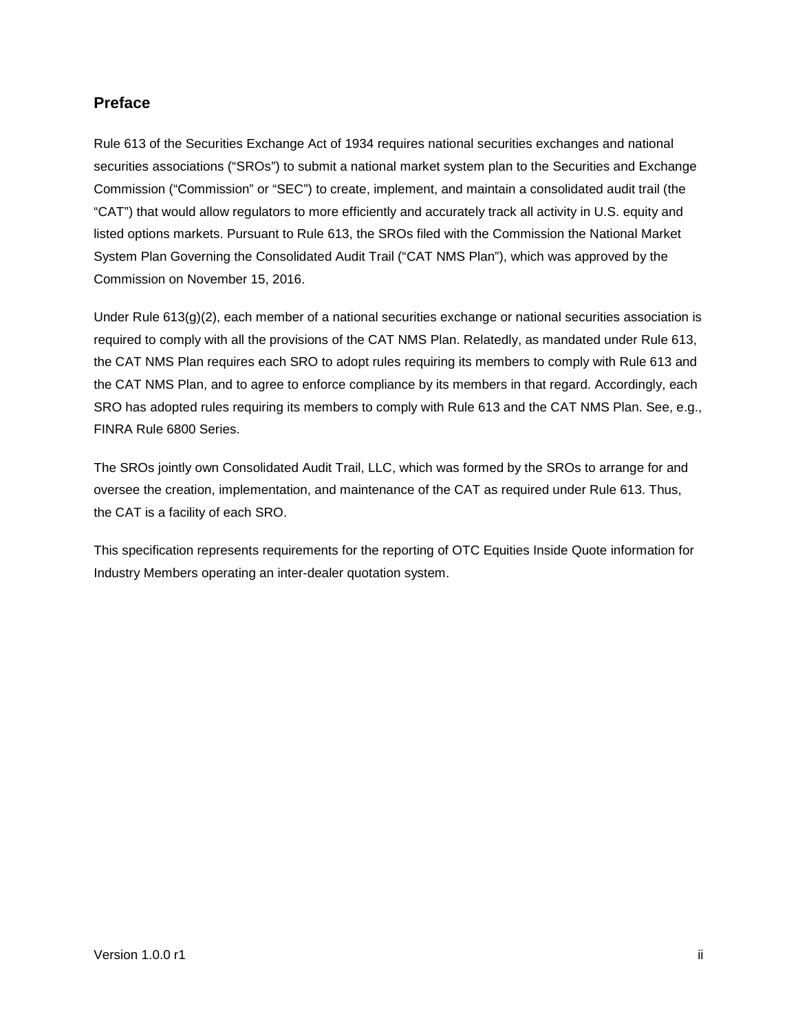## Preface

Rule 613 of the Securities Exchange Act of 1934 requires national securities exchanges and national securities associations ("SROs") to submit a national market system plan to the Securities and Exchange Commission ("Commission" or "SEC") to create, implement, and maintain a consolidated audit trail (the "CAT") that would allow regulators to more efficiently and accurately track all activity in U.S. equity and listed options markets. Pursuant to Rule 613, the SROs filed with the Commission the National Market System Plan Governing the Consolidated Audit Trail ("CAT NMS Plan"), which was approved by the Commission on November 15, 2016.

Under Rule 613(g)(2), each member of a national securities exchange or national securities association is required to comply with all the provisions of the CAT NMS Plan. Relatedly, as mandated under Rule 613, the CAT NMS Plan requires each SRO to adopt rules requiring its members to comply with Rule 613 and the CAT NMS Plan, and to agree to enforce compliance by its members in that regard. Accordingly, each SRO has adopted rules requiring its members to comply with Rule 613 and the CAT NMS Plan. See, e.g., FINRA Rule 6800 Series.

The SROs jointly own Consolidated Audit Trail, LLC, which was formed by the SROs to arrange for and oversee the creation, implementation, and maintenance of the CAT as required under Rule 613. Thus, the CAT is a facility of each SRO.

This specification represents requirements for the reporting of OTC Equities Inside Quote information for Industry Members operating an inter-dealer quotation system.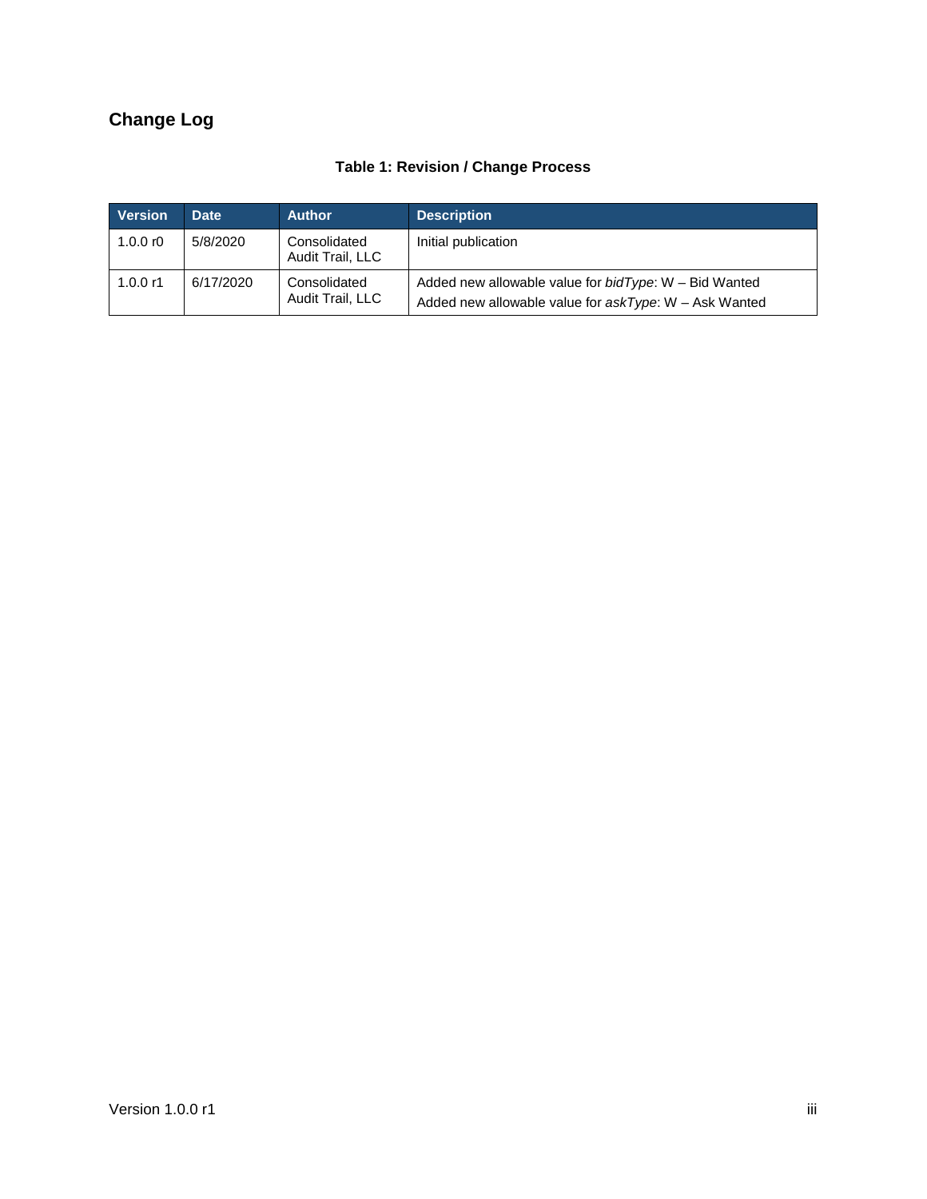## Change Log

**Table 1: Revision / Change Process**

| Version | Date | Author | Description |
| --- | --- | --- | --- |
| 1.0.0 r0 | 5/8/2020 | Consolidated Audit Trail, LLC | Initial publication |
| 1.0.0 r1 | 6/17/2020 | Consolidated Audit Trail, LLC | Added new allowable value for *bidType*: W – Bid Wanted<br>Added new allowable value for *askType*: W – Ask Wanted |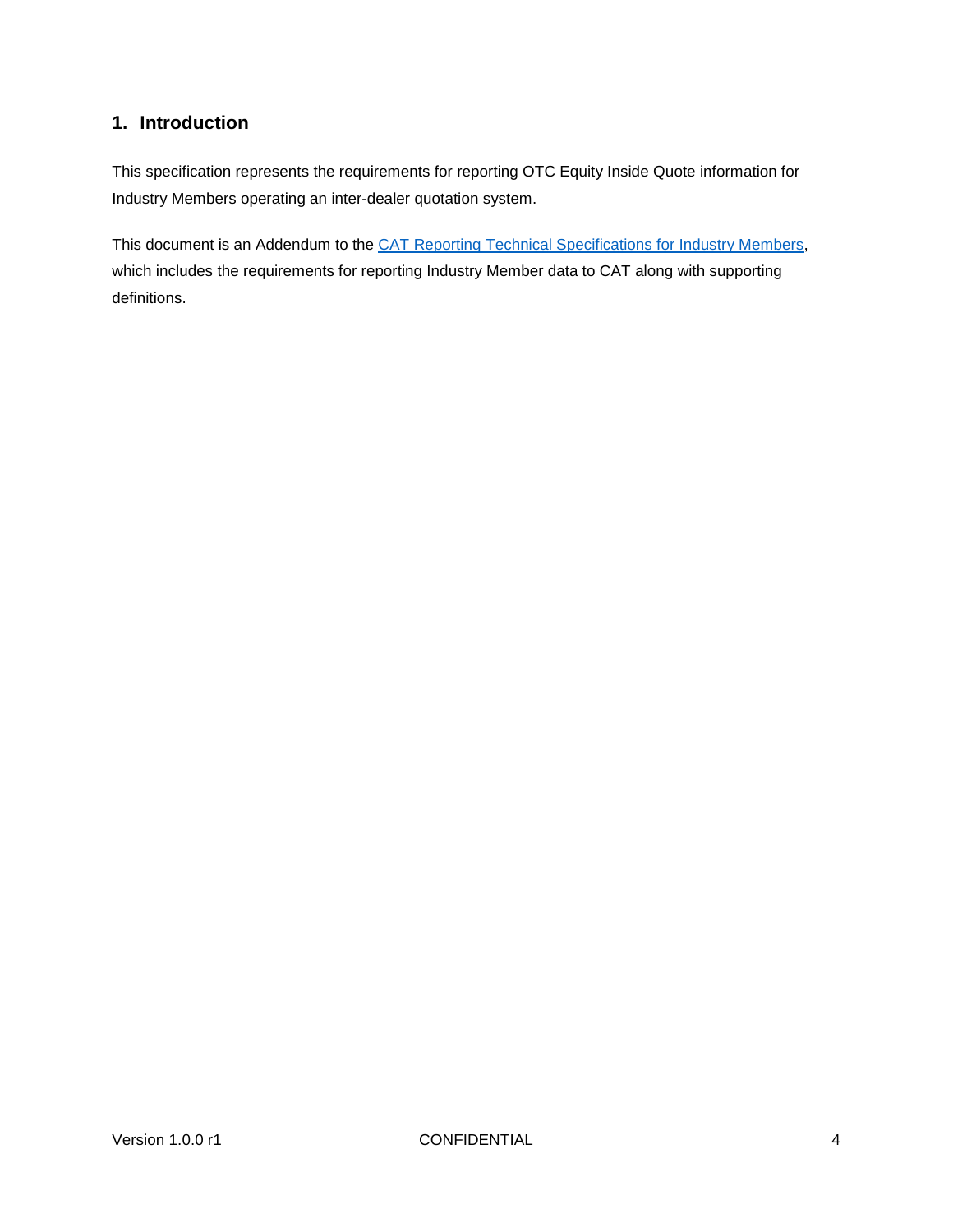## 1. Introduction

This specification represents the requirements for reporting OTC Equity Inside Quote information for Industry Members operating an inter-dealer quotation system.

This document is an Addendum to the [CAT Reporting Technical Specifications for Industry Members](), which includes the requirements for reporting Industry Member data to CAT along with supporting definitions.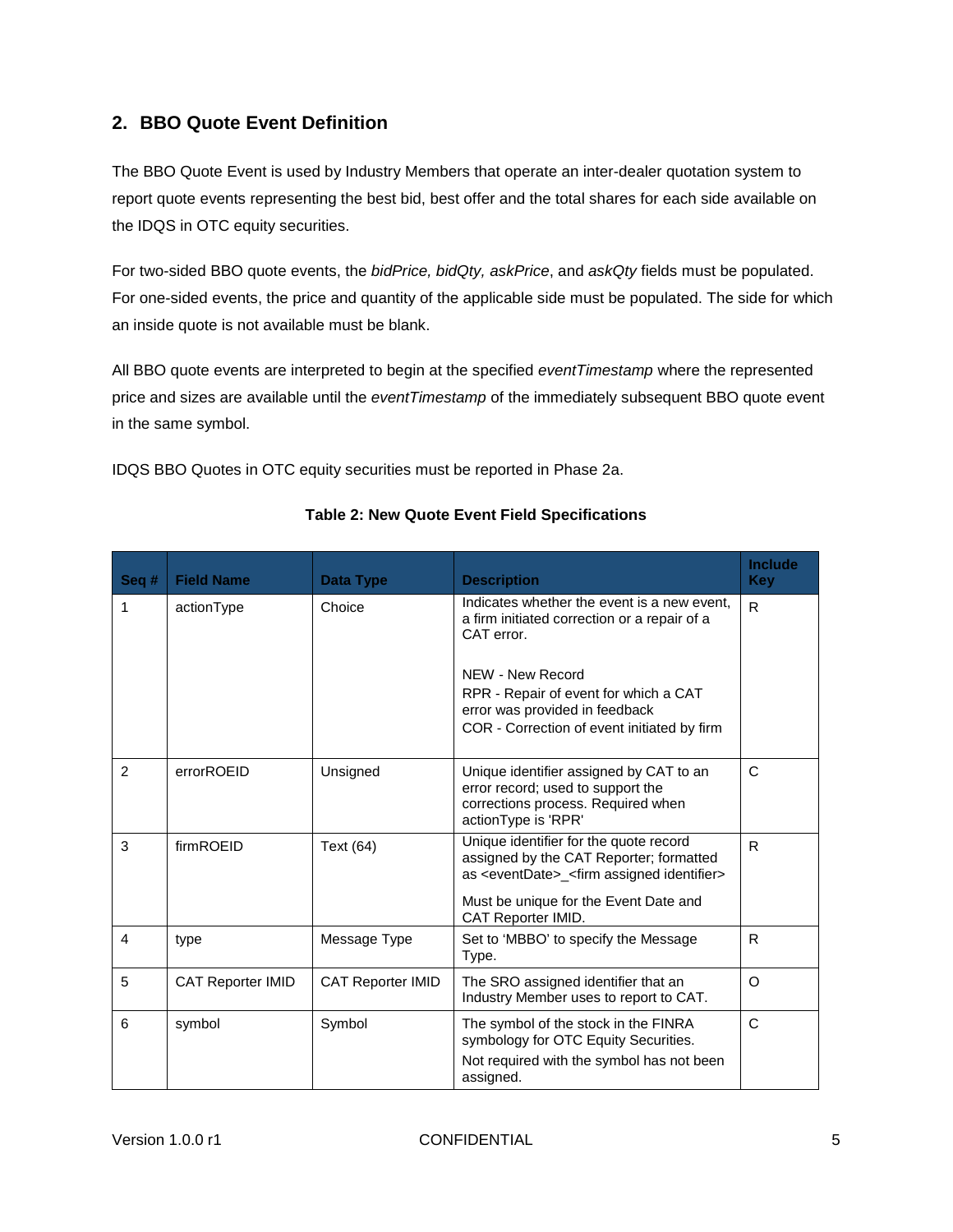## 2. BBO Quote Event Definition

The BBO Quote Event is used by Industry Members that operate an inter-dealer quotation system to report quote events representing the best bid, best offer and the total shares for each side available on the IDQS in OTC equity securities.

For two-sided BBO quote events, the *bidPrice, bidQty, askPrice*, and *askQty* fields must be populated. For one-sided events, the price and quantity of the applicable side must be populated. The side for which an inside quote is not available must be blank.

All BBO quote events are interpreted to begin at the specified *eventTimestamp* where the represented price and sizes are available until the *eventTimestamp* of the immediately subsequent BBO quote event in the same symbol.

IDQS BBO Quotes in OTC equity securities must be reported in Phase 2a.

**Table 2: New Quote Event Field Specifications**

| Seq # | Field Name | Data Type | Description | Include Key |
|---|---|---|---|---|
| 1 | actionType | Choice | Indicates whether the event is a new event, a firm initiated correction or a repair of a CAT error.<br><br>NEW - New Record<br>RPR - Repair of event for which a CAT error was provided in feedback<br>COR - Correction of event initiated by firm | R |
| 2 | errorROEID | Unsigned | Unique identifier assigned by CAT to an error record; used to support the corrections process. Required when actionType is 'RPR' | C |
| 3 | firmROEID | Text (64) | Unique identifier for the quote record assigned by the CAT Reporter; formatted as <eventDate>_<firm assigned identifier><br><br>Must be unique for the Event Date and CAT Reporter IMID. | R |
| 4 | type | Message Type | Set to 'MBBO' to specify the Message Type. | R |
| 5 | CAT Reporter IMID | CAT Reporter IMID | The SRO assigned identifier that an Industry Member uses to report to CAT. | O |
| 6 | symbol | Symbol | The symbol of the stock in the FINRA symbology for OTC Equity Securities.<br><br>Not required with the symbol has not been assigned. | C |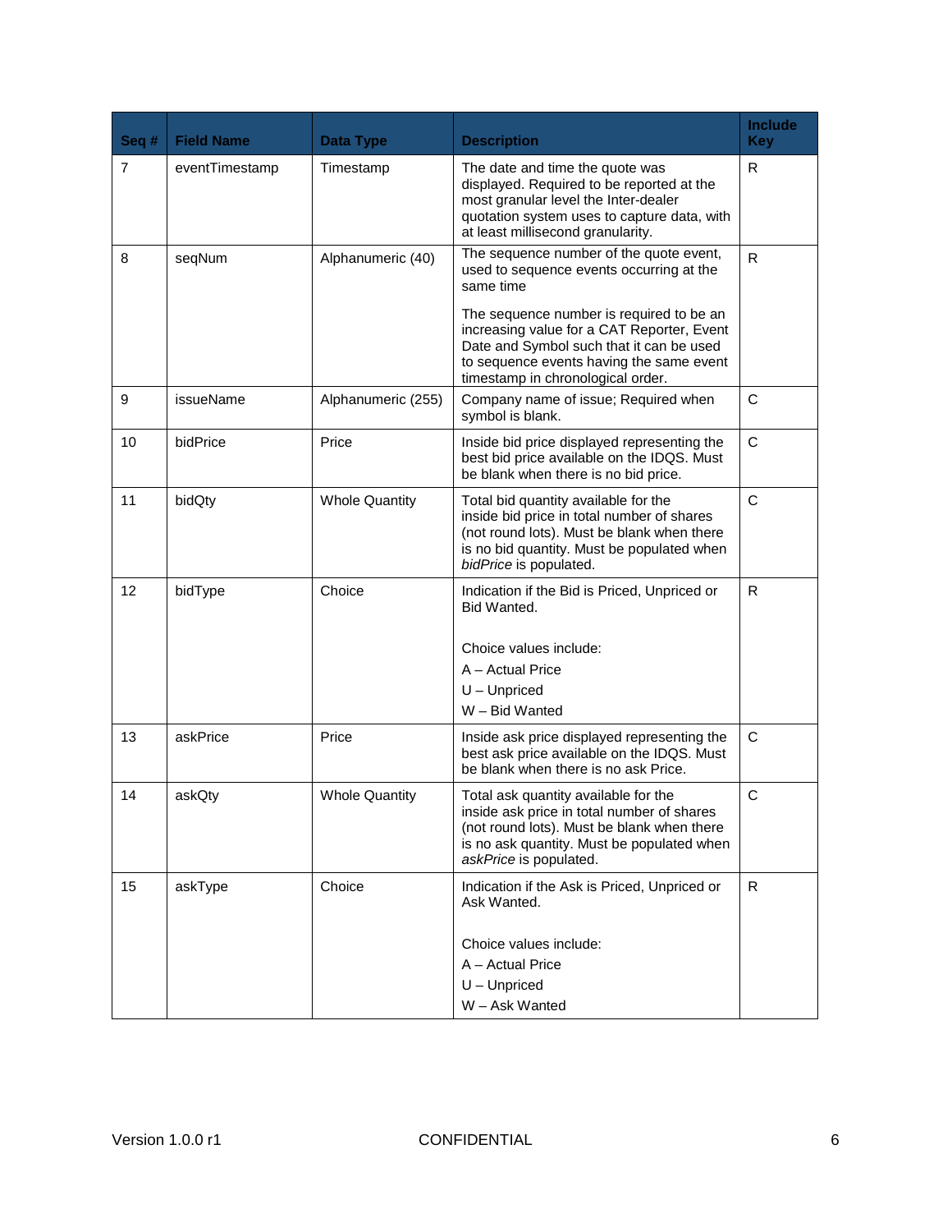| Seq # | Field Name | Data Type | Description | Include Key |
|---|---|---|---|---|
| 7 | eventTimestamp | Timestamp | The date and time the quote was displayed. Required to be reported at the most granular level the Inter-dealer quotation system uses to capture data, with at least millisecond granularity. | R |
| 8 | seqNum | Alphanumeric (40) | The sequence number of the quote event, used to sequence events occurring at the same time<br><br>The sequence number is required to be an increasing value for a CAT Reporter, Event Date and Symbol such that it can be used to sequence events having the same event timestamp in chronological order. | R |
| 9 | issueName | Alphanumeric (255) | Company name of issue; Required when symbol is blank. | C |
| 10 | bidPrice | Price | Inside bid price displayed representing the best bid price available on the IDQS. Must be blank when there is no bid price. | C |
| 11 | bidQty | Whole Quantity | Total bid quantity available for the inside bid price in total number of shares (not round lots). Must be blank when there is no bid quantity. Must be populated when *bidPrice* is populated. | C |
| 12 | bidType | Choice | Indication if the Bid is Priced, Unpriced or Bid Wanted.<br><br>Choice values include:<br>A – Actual Price<br>U – Unpriced<br>W – Bid Wanted | R |
| 13 | askPrice | Price | Inside ask price displayed representing the best ask price available on the IDQS. Must be blank when there is no ask Price. | C |
| 14 | askQty | Whole Quantity | Total ask quantity available for the inside ask price in total number of shares (not round lots). Must be blank when there is no ask quantity. Must be populated when *askPrice* is populated. | C |
| 15 | askType | Choice | Indication if the Ask is Priced, Unpriced or Ask Wanted.<br><br>Choice values include:<br>A – Actual Price<br>U – Unpriced<br>W – Ask Wanted | R |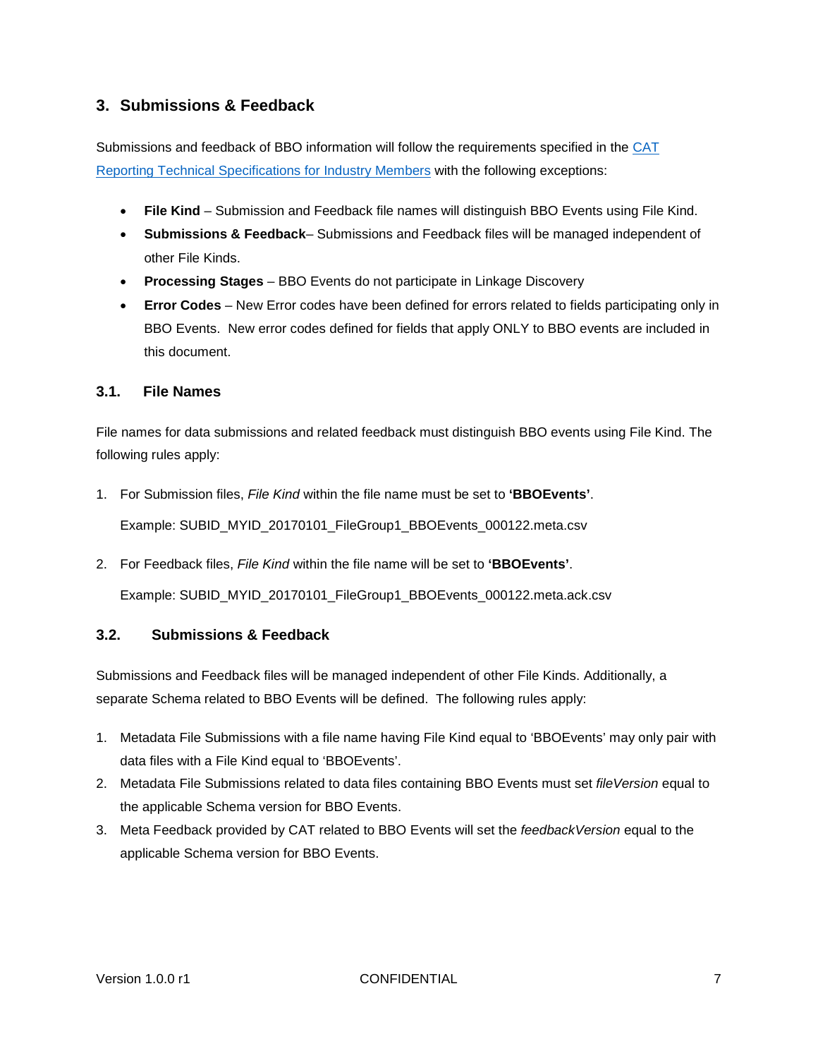## 3. Submissions & Feedback

Submissions and feedback of BBO information will follow the requirements specified in the [CAT Reporting Technical Specifications for Industry Members](CAT Reporting Technical Specifications for Industry Members) with the following exceptions:

- **File Kind** – Submission and Feedback file names will distinguish BBO Events using File Kind.
- **Submissions & Feedback**– Submissions and Feedback files will be managed independent of other File Kinds.
- **Processing Stages** – BBO Events do not participate in Linkage Discovery
- **Error Codes** – New Error codes have been defined for errors related to fields participating only in BBO Events. New error codes defined for fields that apply ONLY to BBO events are included in this document.

### 3.1. File Names

File names for data submissions and related feedback must distinguish BBO events using File Kind. The following rules apply:

1. For Submission files, *File Kind* within the file name must be set to **'BBOEvents'**.

   Example: SUBID_MYID_20170101_FileGroup1_BBOEvents_000122.meta.csv

2. For Feedback files, *File Kind* within the file name will be set to **'BBOEvents'**.

   Example: SUBID_MYID_20170101_FileGroup1_BBOEvents_000122.meta.ack.csv

### 3.2. Submissions & Feedback

Submissions and Feedback files will be managed independent of other File Kinds. Additionally, a separate Schema related to BBO Events will be defined. The following rules apply:

1. Metadata File Submissions with a file name having File Kind equal to 'BBOEvents' may only pair with data files with a File Kind equal to 'BBOEvents'.
2. Metadata File Submissions related to data files containing BBO Events must set *fileVersion* equal to the applicable Schema version for BBO Events.
3. Meta Feedback provided by CAT related to BBO Events will set the *feedbackVersion* equal to the applicable Schema version for BBO Events.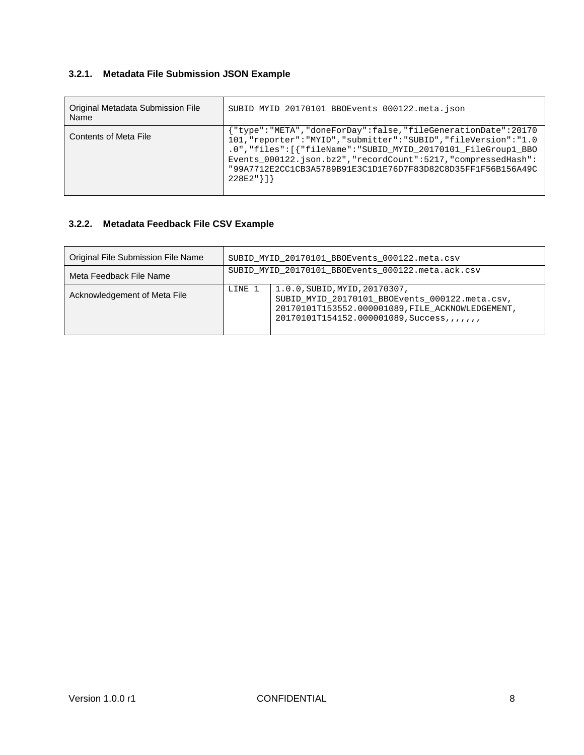### 3.2.1. Metadata File Submission JSON Example

| Original Metadata Submission File Name | SUBID_MYID_20170101_BBOEvents_000122.meta.json |
|---|---|
| Contents of Meta File | {"type":"META","doneForDay":false,"fileGenerationDate":20170101,"reporter":"MYID","submitter":"SUBID","fileVersion":"1.0.0","files":[{"fileName":"SUBID_MYID_20170101_FileGroup1_BBOEvents_000122.json.bz2","recordCount":5217,"compressedHash":"99A7712E2CC1CB3A5789B91E3C1D1E76D7F83D82C8D35FF1F56B156A49C228E2"}]} |

### 3.2.2. Metadata Feedback File CSV Example

| Original File Submission File Name | SUBID_MYID_20170101_BBOEvents_000122.meta.csv | |
|---|---|---|
| Meta Feedback File Name | SUBID_MYID_20170101_BBOEvents_000122.meta.ack.csv | |
| Acknowledgement of Meta File | LINE 1 | 1.0.0,SUBID,MYID,20170307, SUBID_MYID_20170101_BBOEvents_000122.meta.csv, 20170101T153552.000001089,FILE_ACKNOWLEDGEMENT, 20170101T154152.000001089,Success,,,,,, |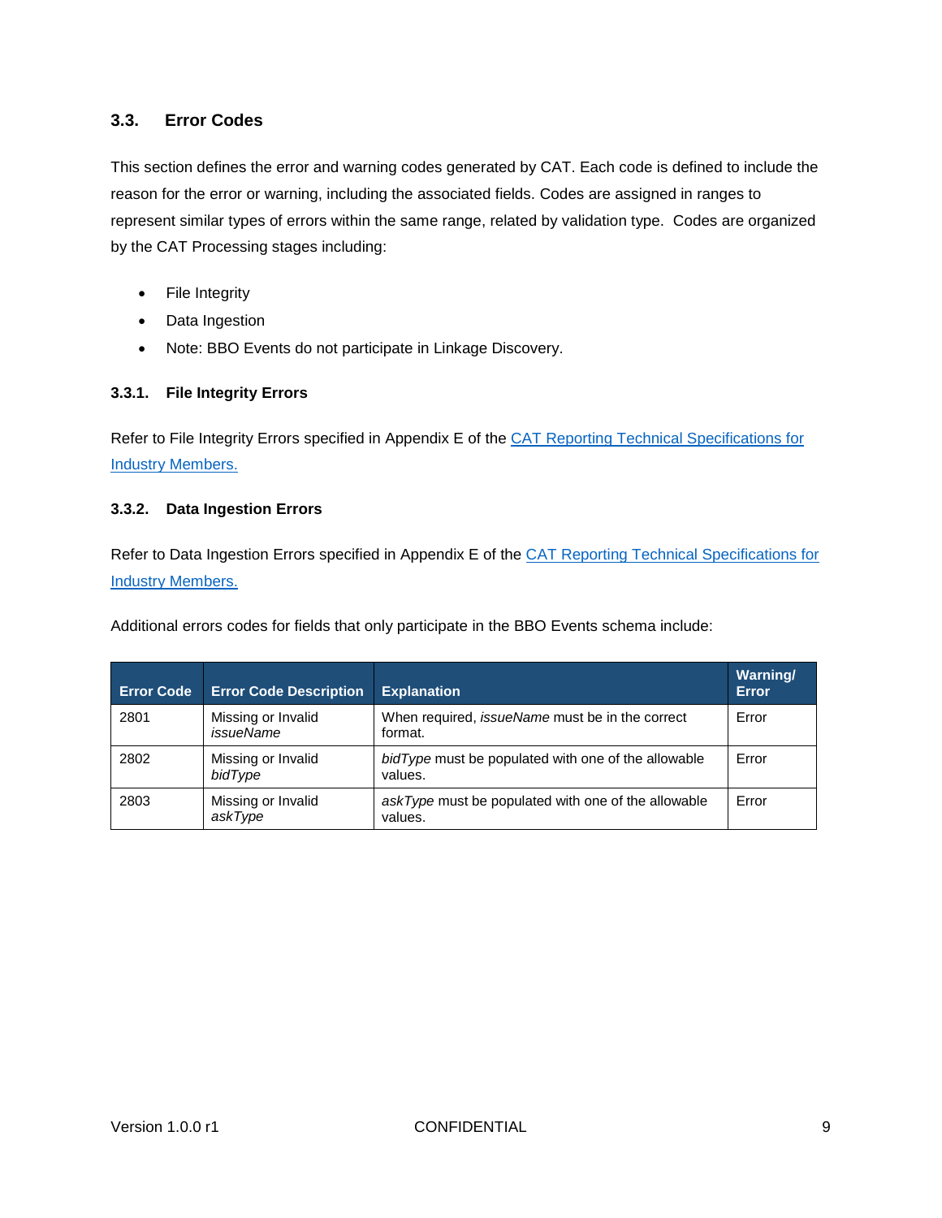### 3.3. Error Codes

This section defines the error and warning codes generated by CAT. Each code is defined to include the reason for the error or warning, including the associated fields. Codes are assigned in ranges to represent similar types of errors within the same range, related by validation type. Codes are organized by the CAT Processing stages including:

- File Integrity
- Data Ingestion
- Note: BBO Events do not participate in Linkage Discovery.

#### 3.3.1. File Integrity Errors

Refer to File Integrity Errors specified in Appendix E of the [CAT Reporting Technical Specifications for Industry Members.]()

#### 3.3.2. Data Ingestion Errors

Refer to Data Ingestion Errors specified in Appendix E of the [CAT Reporting Technical Specifications for Industry Members.]()

Additional errors codes for fields that only participate in the BBO Events schema include:

| Error Code | Error Code Description | Explanation | Warning/ Error |
|---|---|---|---|
| 2801 | Missing or Invalid *issueName* | When required, *issueName* must be in the correct format. | Error |
| 2802 | Missing or Invalid *bidType* | *bidType* must be populated with one of the allowable values. | Error |
| 2803 | Missing or Invalid *askType* | *askType* must be populated with one of the allowable values. | Error |